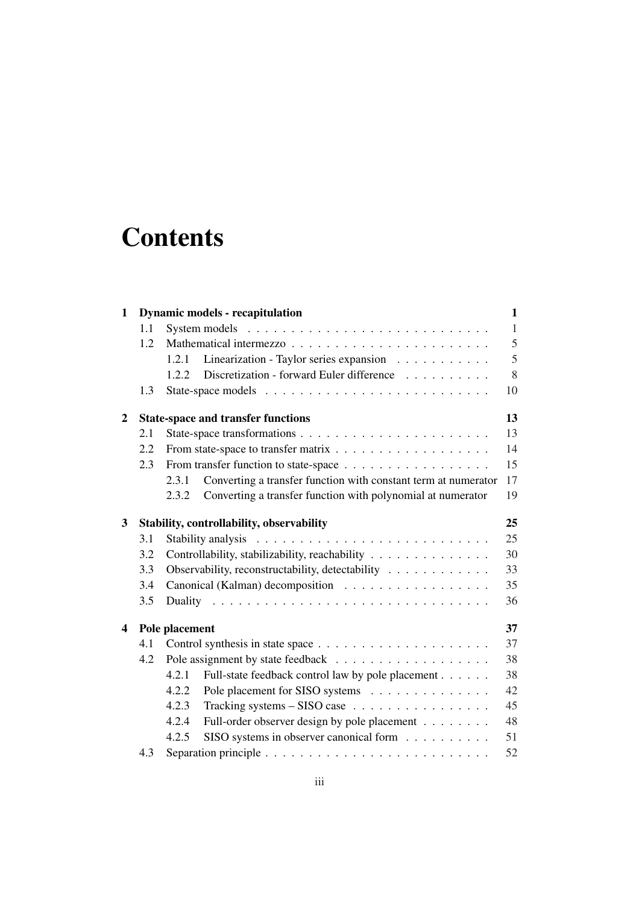# Contents

**1 Dynamic models - recapitulation** **1**

- 1.1 System models . . . . . . . . . . 1
- 1.2 Mathematical intermezzo . . . . . . . . . . 5
  - 1.2.1 Linearization - Taylor series expansion . . . . . . . . . . 5
  - 1.2.2 Discretization - forward Euler difference . . . . . . . . . . 8
- 1.3 State-space models . . . . . . . . . . 10

**2 State-space and transfer functions** **13**

- 2.1 State-space transformations . . . . . . . . . . 13
- 2.2 From state-space to transfer matrix . . . . . . . . . . 14
- 2.3 From transfer function to state-space . . . . . . . . . . 15
  - 2.3.1 Converting a transfer function with constant term at numerator 17
  - 2.3.2 Converting a transfer function with polynomial at numerator 19

**3 Stability, controllability, observability** **25**

- 3.1 Stability analysis . . . . . . . . . . 25
- 3.2 Controllability, stabilizability, reachability . . . . . . . . . . 30
- 3.3 Observability, reconstructability, detectability . . . . . . . . . . 33
- 3.4 Canonical (Kalman) decomposition . . . . . . . . . . 35
- 3.5 Duality . . . . . . . . . . 36

**4 Pole placement** **37**

- 4.1 Control synthesis in state space . . . . . . . . . . 37
- 4.2 Pole assignment by state feedback . . . . . . . . . . 38
  - 4.2.1 Full-state feedback control law by pole placement . . . . . . 38
  - 4.2.2 Pole placement for SISO systems . . . . . . . . . . 42
  - 4.2.3 Tracking systems – SISO case . . . . . . . . . . 45
  - 4.2.4 Full-order observer design by pole placement . . . . . . . . 48
  - 4.2.5 SISO systems in observer canonical form . . . . . . . . . . 51
- 4.3 Separation principle . . . . . . . . . . 52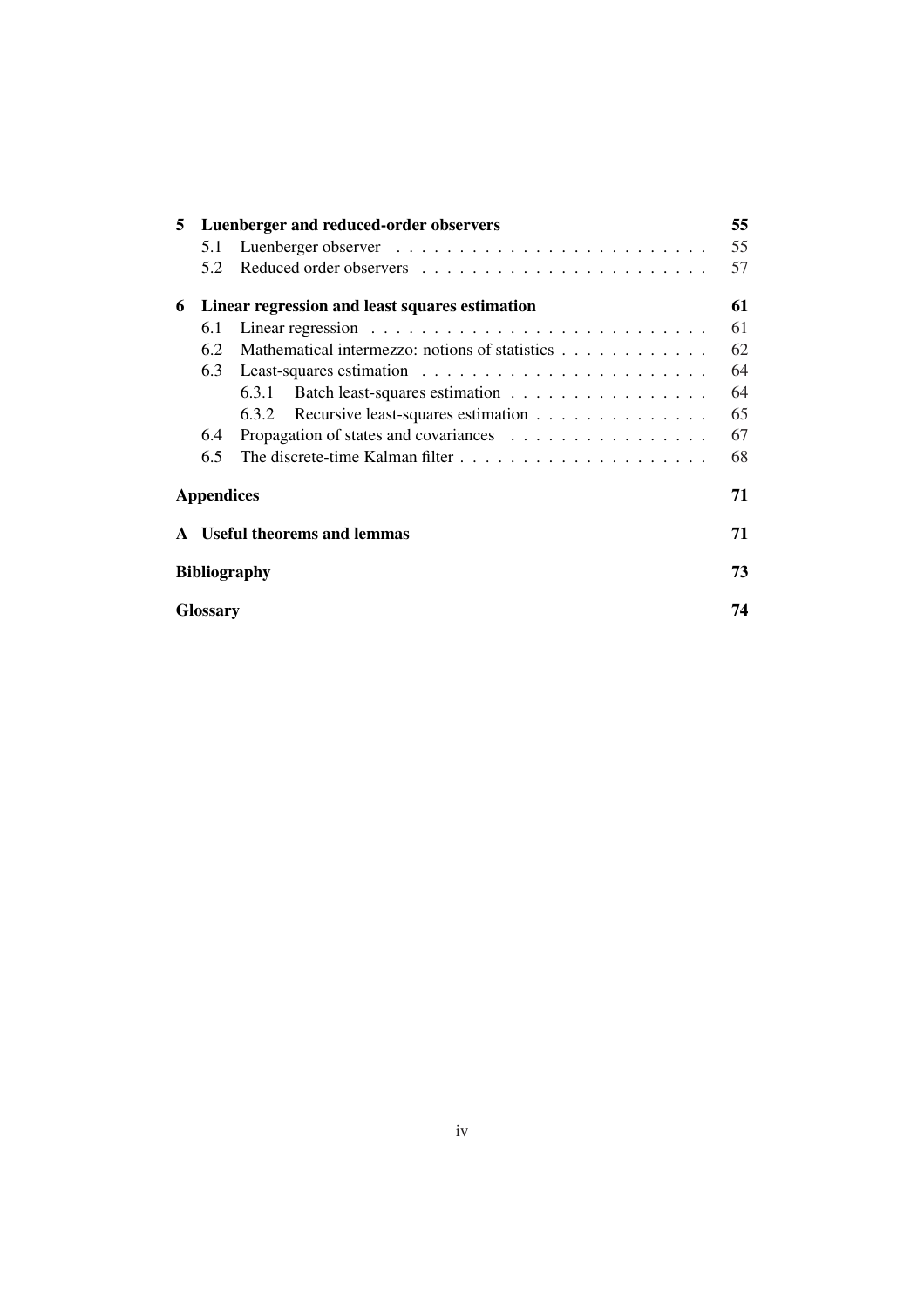**5 Luenberger and reduced-order observers** **55**

- 5.1 Luenberger observer . . . . . . . . . . . . . . . . . . . . . . . . . 55
- 5.2 Reduced order observers . . . . . . . . . . . . . . . . . . . . . . . 57

**6 Linear regression and least squares estimation** **61**

- 6.1 Linear regression . . . . . . . . . . . . . . . . . . . . . . . . . . . 61
- 6.2 Mathematical intermezzo: notions of statistics . . . . . . . . . . . . 62
- 6.3 Least-squares estimation . . . . . . . . . . . . . . . . . . . . . . . 64
  - 6.3.1 Batch least-squares estimation . . . . . . . . . . . . . . . . 64
  - 6.3.2 Recursive least-squares estimation . . . . . . . . . . . . . . 65
- 6.4 Propagation of states and covariances . . . . . . . . . . . . . . . . 67
- 6.5 The discrete-time Kalman filter . . . . . . . . . . . . . . . . . . . . 68

**Appendices** **71**

**A Useful theorems and lemmas** **71**

**Bibliography** **73**

**Glossary** **74**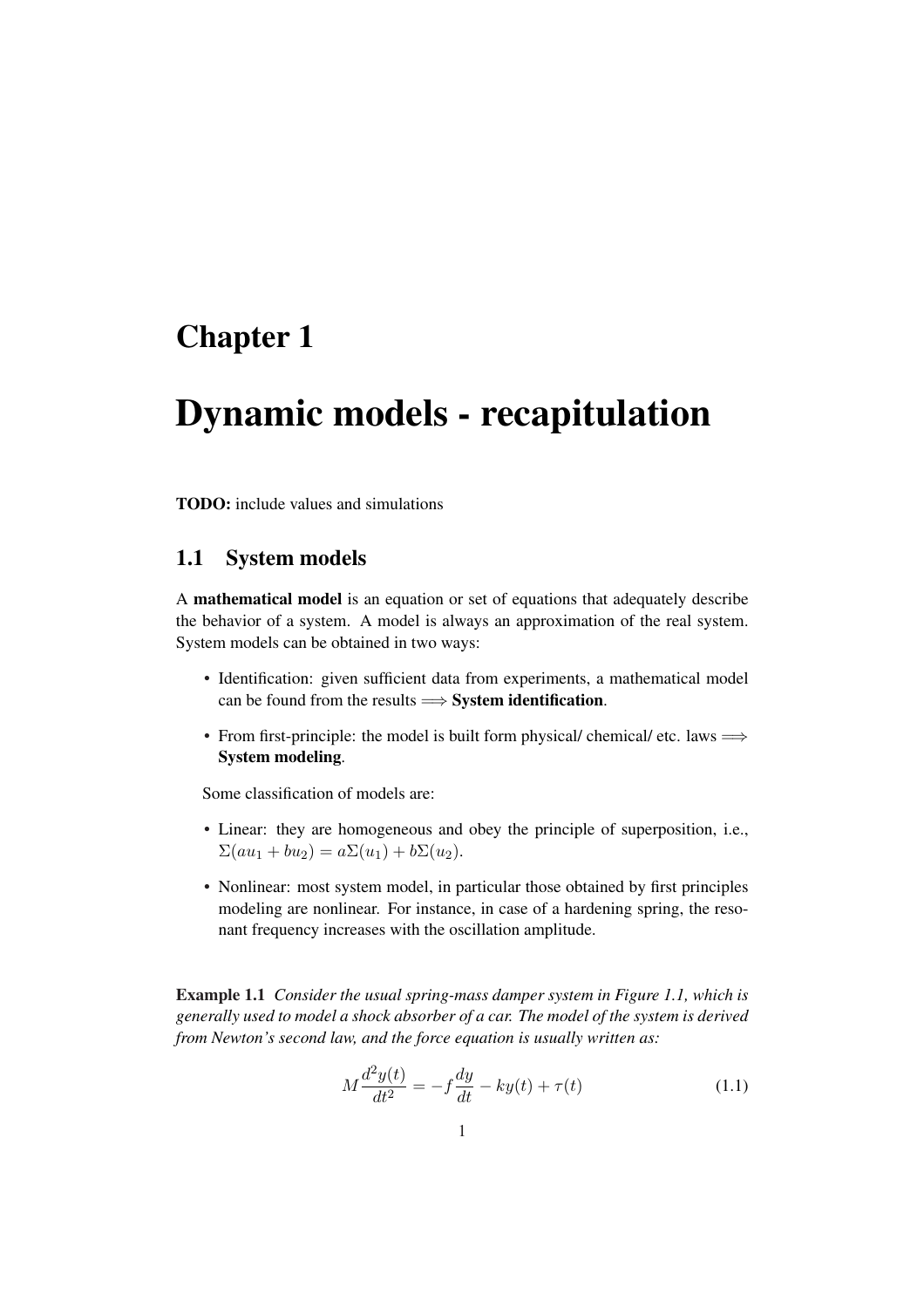# Chapter 1

# Dynamic models - recapitulation

**TODO:** include values and simulations

## 1.1 System models

A **mathematical model** is an equation or set of equations that adequately describe the behavior of a system. A model is always an approximation of the real system. System models can be obtained in two ways:

- Identification: given sufficient data from experiments, a mathematical model can be found from the results $\Longrightarrow$ **System identification**.
- From first-principle: the model is built form physical/ chemical/ etc. laws $\Longrightarrow$ **System modeling**.

Some classification of models are:

- Linear: they are homogeneous and obey the principle of superposition, i.e., $\Sigma(au_1 + bu_2) = a\Sigma(u_1) + b\Sigma(u_2)$.
- Nonlinear: most system model, in particular those obtained by first principles modeling are nonlinear. For instance, in case of a hardening spring, the resonant frequency increases with the oscillation amplitude.

**Example 1.1** *Consider the usual spring-mass damper system in Figure 1.1, which is generally used to model a shock absorber of a car. The model of the system is derived from Newton's second law, and the force equation is usually written as:*

$$M\frac{d^2y(t)}{dt^2} = -f\frac{dy}{dt} - ky(t) + \tau(t) \tag{1.1}$$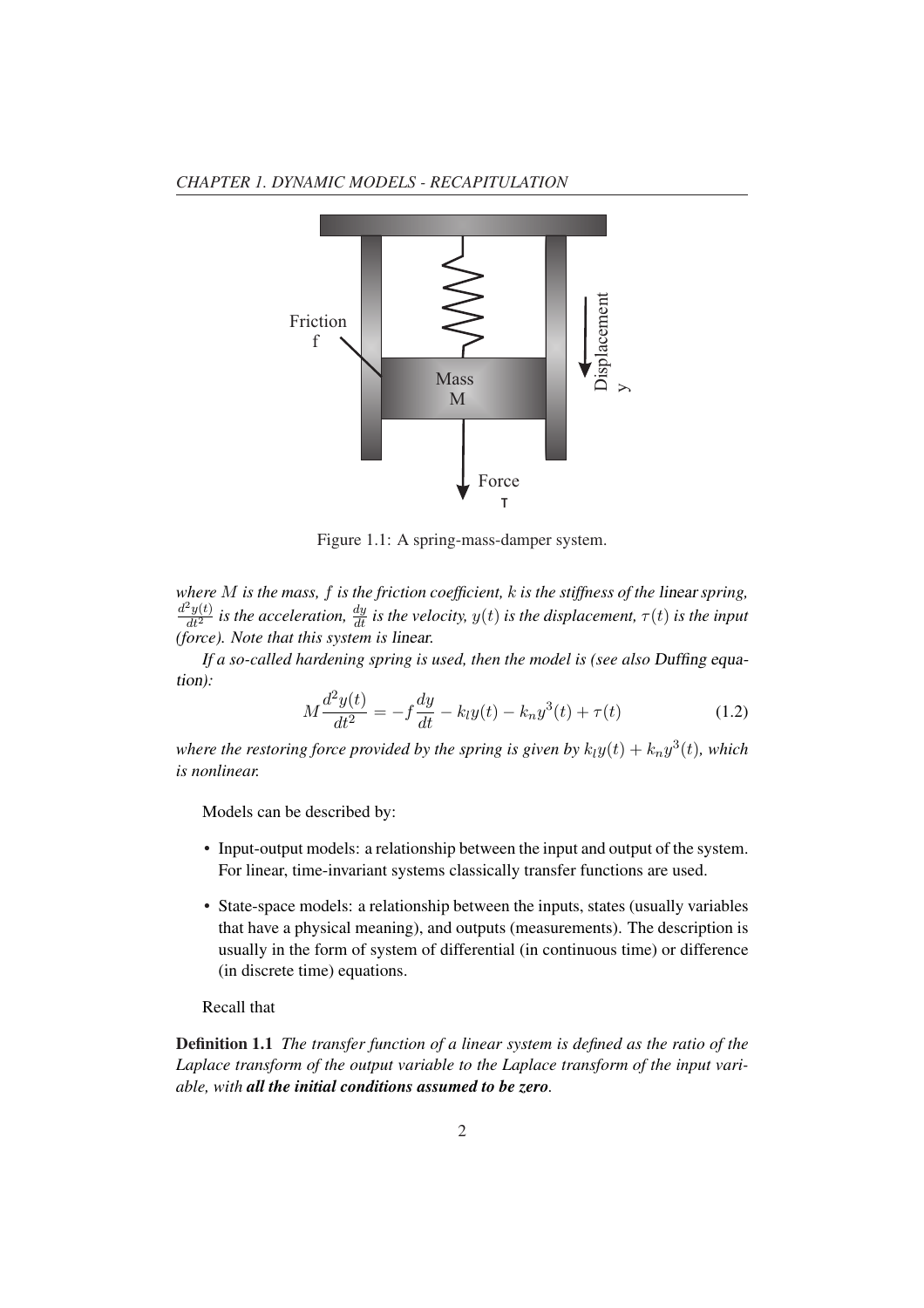Figure 1.1: A spring-mass-damper system.

*where $M$ is the mass, $f$ is the friction coefficient, $k$ is the stiffness of the linear spring, $\frac{d^2y(t)}{dt^2}$ is the acceleration, $\frac{dy}{dt}$ is the velocity, $y(t)$ is the displacement, $\tau(t)$ is the input (force). Note that this system is linear.*

*If a so-called hardening spring is used, then the model is (see also Duffing equation):*

$$M\frac{d^2y(t)}{dt^2} = -f\frac{dy}{dt} - k_l y(t) - k_n y^3(t) + \tau(t) \tag{1.2}$$

*where the restoring force provided by the spring is given by $k_l y(t) + k_n y^3(t)$, which is nonlinear.*

Models can be described by:

- Input-output models: a relationship between the input and output of the system. For linear, time-invariant systems classically transfer functions are used.
- State-space models: a relationship between the inputs, states (usually variables that have a physical meaning), and outputs (measurements). The description is usually in the form of system of differential (in continuous time) or difference (in discrete time) equations.

Recall that

**Definition 1.1** *The transfer function of a linear system is defined as the ratio of the Laplace transform of the output variable to the Laplace transform of the input variable, with* ***all the initial conditions assumed to be zero****.*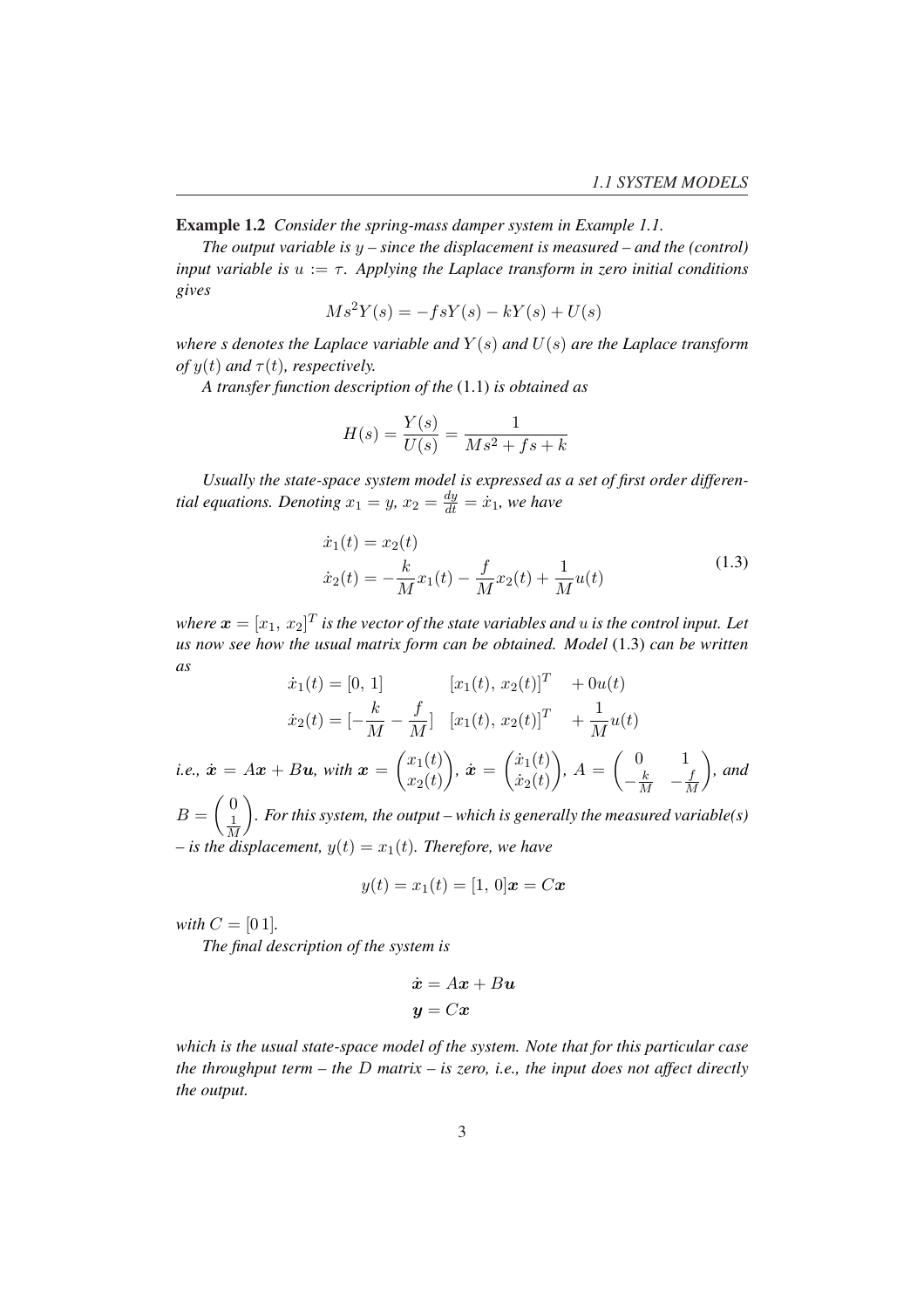**Example 1.2** *Consider the spring-mass damper system in Example 1.1.*

*The output variable is $y$ – since the displacement is measured – and the (control) input variable is $u := \tau$. Applying the Laplace transform in zero initial conditions gives*

$$Ms^2Y(s) = -fsY(s) - kY(s) + U(s)$$

*where s denotes the Laplace variable and $Y(s)$ and $U(s)$ are the Laplace transform of $y(t)$ and $\tau(t)$, respectively.*

*A transfer function description of the* (1.1) *is obtained as*

$$H(s) = \frac{Y(s)}{U(s)} = \frac{1}{Ms^2 + fs + k}$$

*Usually the state-space system model is expressed as a set of first order differential equations. Denoting $x_1 = y$, $x_2 = \frac{dy}{dt} = \dot{x}_1$, we have*

$$\begin{aligned}
\dot{x}_1(t) &= x_2(t) \\
\dot{x}_2(t) &= -\frac{k}{M}x_1(t) - \frac{f}{M}x_2(t) + \frac{1}{M}u(t)
\end{aligned} \tag{1.3}$$

*where $\boldsymbol{x} = [x_1,\, x_2]^T$ is the vector of the state variables and $u$ is the control input. Let us now see how the usual matrix form can be obtained. Model* (1.3) *can be written as*

$$\begin{aligned}
\dot{x}_1(t) &= [0,\, 1] \qquad\qquad [x_1(t),\, x_2(t)]^T \quad + 0u(t) \\
\dot{x}_2(t) &= [-\frac{k}{M} \; -\frac{f}{M}] \quad [x_1(t),\, x_2(t)]^T \quad + \frac{1}{M}u(t)
\end{aligned}$$

*i.e., $\dot{\boldsymbol{x}} = A\boldsymbol{x} + B\boldsymbol{u}$, with $\boldsymbol{x} = \begin{pmatrix} x_1(t) \\ x_2(t) \end{pmatrix}$, $\dot{\boldsymbol{x}} = \begin{pmatrix} \dot{x}_1(t) \\ \dot{x}_2(t) \end{pmatrix}$, $A = \begin{pmatrix} 0 & 1 \\ -\frac{k}{M} & -\frac{f}{M} \end{pmatrix}$, and $B = \begin{pmatrix} 0 \\ \frac{1}{M} \end{pmatrix}$. For this system, the output – which is generally the measured variable(s) – is the displacement, $y(t) = x_1(t)$. Therefore, we have*

$$y(t) = x_1(t) = [1,\, 0]\boldsymbol{x} = C\boldsymbol{x}$$

*with $C = [0\,1]$.*

*The final description of the system is*

$$\begin{aligned}
\dot{\boldsymbol{x}} &= A\boldsymbol{x} + B\boldsymbol{u} \\
\boldsymbol{y} &= C\boldsymbol{x}
\end{aligned}$$

*which is the usual state-space model of the system. Note that for this particular case the throughput term – the $D$ matrix – is zero, i.e., the input does not affect directly the output.*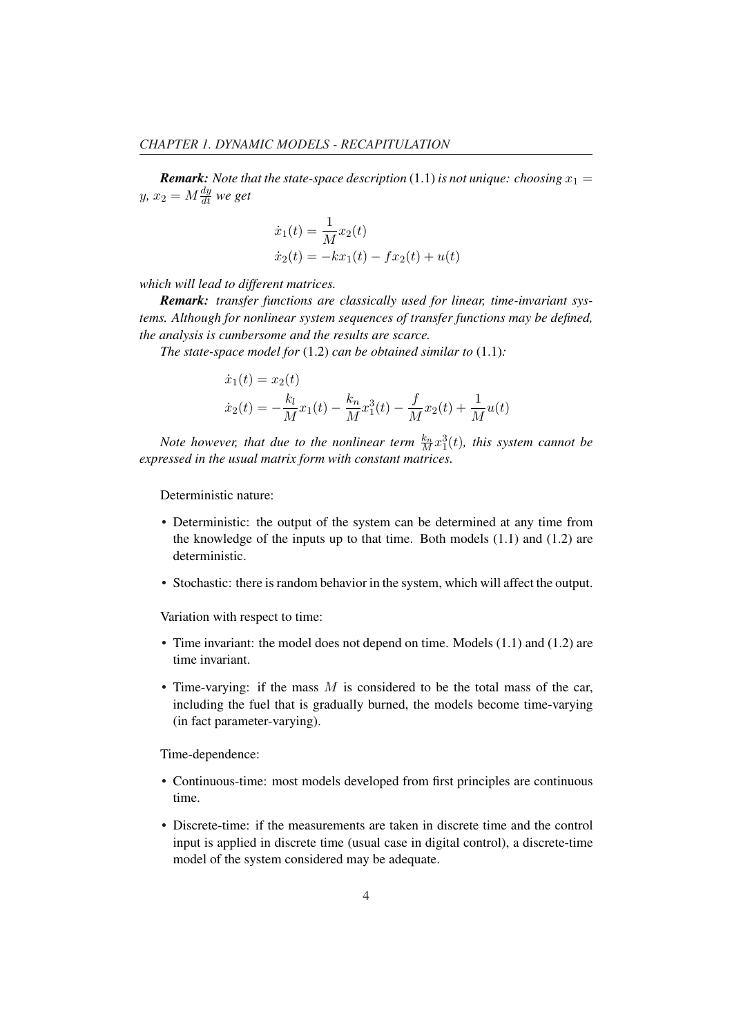***Remark:*** *Note that the state-space description* (1.1) *is not unique: choosing* $x_1 = y$*,* $x_2 = M\frac{dy}{dt}$ *we get*

$$
\begin{aligned}
\dot{x}_1(t) &= \frac{1}{M}x_2(t) \\
\dot{x}_2(t) &= -kx_1(t) - fx_2(t) + u(t)
\end{aligned}
$$

*which will lead to different matrices.*

***Remark:*** *transfer functions are classically used for linear, time-invariant systems. Although for nonlinear system sequences of transfer functions may be defined, the analysis is cumbersome and the results are scarce.*

*The state-space model for* (1.2) *can be obtained similar to* (1.1)*:*

$$
\begin{aligned}
\dot{x}_1(t) &= x_2(t) \\
\dot{x}_2(t) &= -\frac{k_l}{M}x_1(t) - \frac{k_n}{M}x_1^3(t) - \frac{f}{M}x_2(t) + \frac{1}{M}u(t)
\end{aligned}
$$

*Note however, that due to the nonlinear term* $\frac{k_n}{M}x_1^3(t)$*, this system cannot be expressed in the usual matrix form with constant matrices.*

Deterministic nature:

- Deterministic: the output of the system can be determined at any time from the knowledge of the inputs up to that time. Both models (1.1) and (1.2) are deterministic.
- Stochastic: there is random behavior in the system, which will affect the output.

Variation with respect to time:

- Time invariant: the model does not depend on time. Models (1.1) and (1.2) are time invariant.
- Time-varying: if the mass $M$ is considered to be the total mass of the car, including the fuel that is gradually burned, the models become time-varying (in fact parameter-varying).

Time-dependence:

- Continuous-time: most models developed from first principles are continuous time.
- Discrete-time: if the measurements are taken in discrete time and the control input is applied in discrete time (usual case in digital control), a discrete-time model of the system considered may be adequate.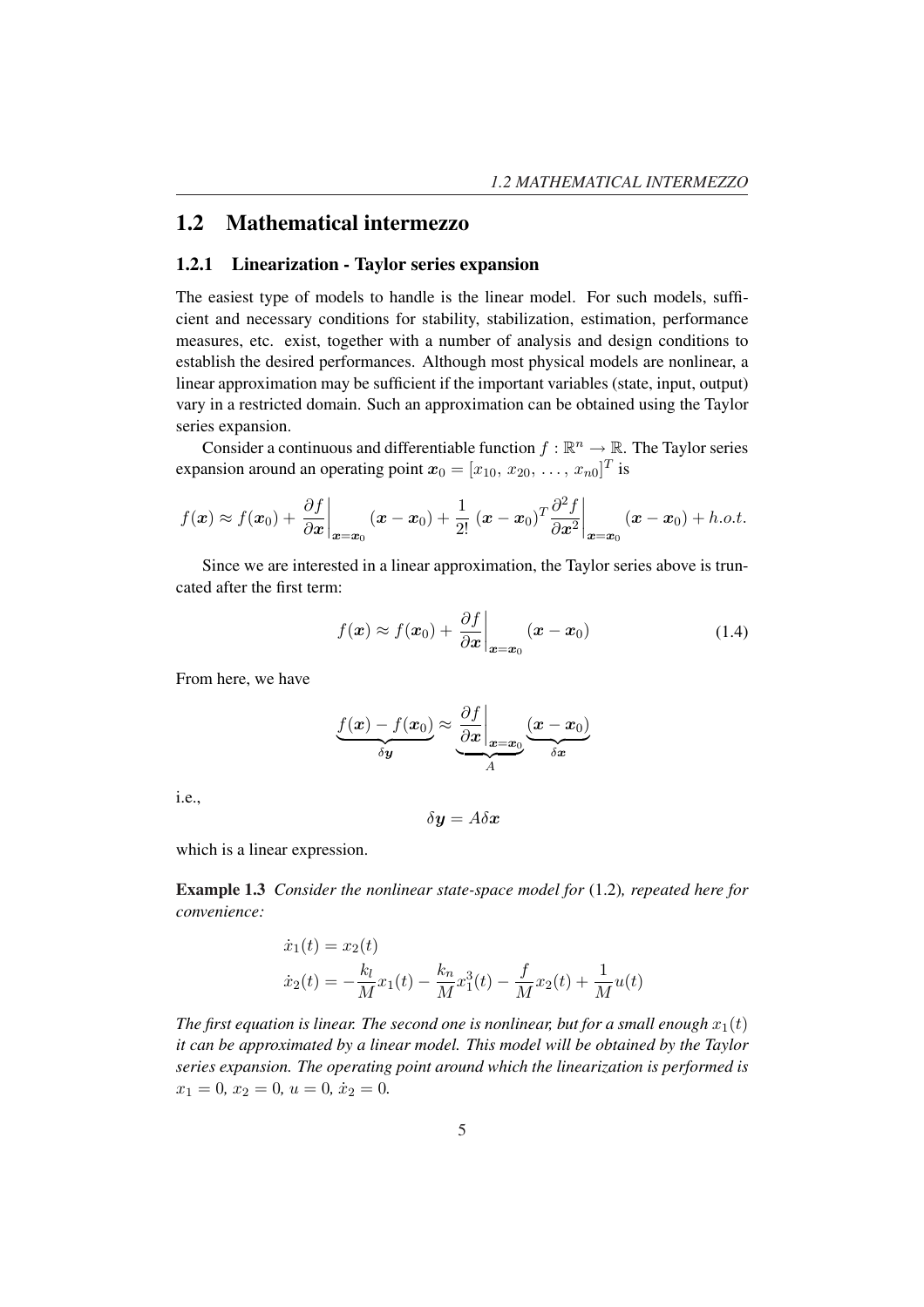## 1.2 Mathematical intermezzo

### 1.2.1 Linearization - Taylor series expansion

The easiest type of models to handle is the linear model. For such models, sufficient and necessary conditions for stability, stabilization, estimation, performance measures, etc. exist, together with a number of analysis and design conditions to establish the desired performances. Although most physical models are nonlinear, a linear approximation may be sufficient if the important variables (state, input, output) vary in a restricted domain. Such an approximation can be obtained using the Taylor series expansion.

Consider a continuous and differentiable function $f : \mathbb{R}^n \to \mathbb{R}$. The Taylor series expansion around an operating point $\boldsymbol{x}_0 = [x_{10},\, x_{20},\, \ldots,\, x_{n0}]^T$ is

$$f(\boldsymbol{x}) \approx f(\boldsymbol{x}_0) + \left.\frac{\partial f}{\partial \boldsymbol{x}}\right|_{\boldsymbol{x}=\boldsymbol{x}_0} (\boldsymbol{x} - \boldsymbol{x}_0) + \frac{1}{2!}\,(\boldsymbol{x} - \boldsymbol{x}_0)^T \left.\frac{\partial^2 f}{\partial \boldsymbol{x}^2}\right|_{\boldsymbol{x}=\boldsymbol{x}_0} (\boldsymbol{x} - \boldsymbol{x}_0) + h.o.t.$$

Since we are interested in a linear approximation, the Taylor series above is truncated after the first term:

$$f(\boldsymbol{x}) \approx f(\boldsymbol{x}_0) + \left.\frac{\partial f}{\partial \boldsymbol{x}}\right|_{\boldsymbol{x}=\boldsymbol{x}_0} (\boldsymbol{x} - \boldsymbol{x}_0) \tag{1.4}$$

From here, we have

$$\underbrace{f(\boldsymbol{x}) - f(\boldsymbol{x}_0)}_{\delta \boldsymbol{y}} \approx \underbrace{\left.\frac{\partial f}{\partial \boldsymbol{x}}\right|_{\boldsymbol{x}=\boldsymbol{x}_0}}_{A} \underbrace{(\boldsymbol{x} - \boldsymbol{x}_0)}_{\delta \boldsymbol{x}}$$

i.e.,

$$\delta \boldsymbol{y} = A \delta \boldsymbol{x}$$

which is a linear expression.

**Example 1.3** *Consider the nonlinear state-space model for* (1.2)*, repeated here for convenience:*

$$\begin{aligned}
\dot{x}_1(t) &= x_2(t) \\
\dot{x}_2(t) &= -\frac{k_l}{M} x_1(t) - \frac{k_n}{M} x_1^3(t) - \frac{f}{M} x_2(t) + \frac{1}{M} u(t)
\end{aligned}$$

*The first equation is linear. The second one is nonlinear, but for a small enough $x_1(t)$ it can be approximated by a linear model. This model will be obtained by the Taylor series expansion. The operating point around which the linearization is performed is $x_1 = 0$, $x_2 = 0$, $u = 0$, $\dot{x}_2 = 0$.*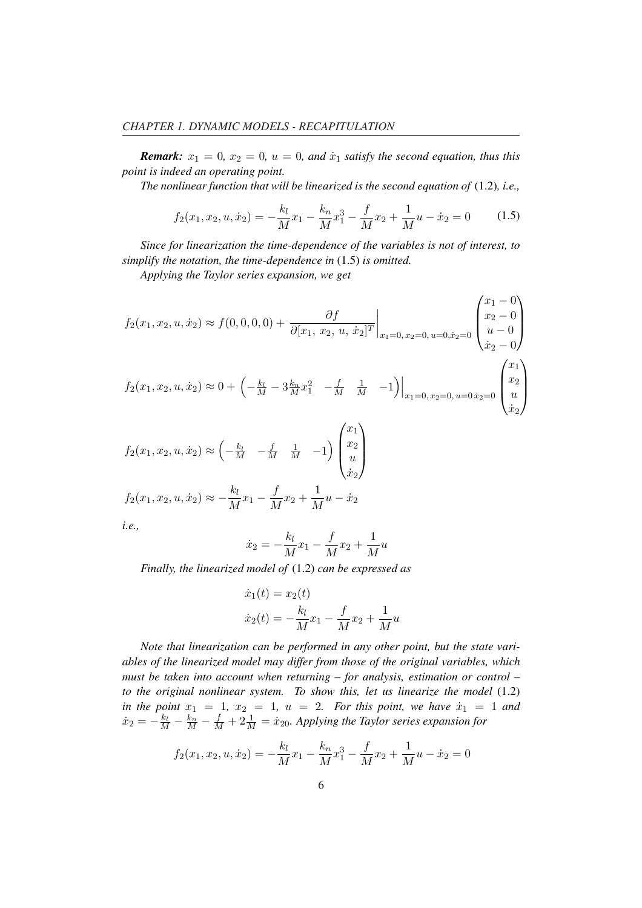***Remark:*** *$x_1 = 0$, $x_2 = 0$, $u = 0$, and $\dot{x}_1$ satisfy the second equation, thus this point is indeed an operating point.*

*The nonlinear function that will be linearized is the second equation of* (1.2)*, i.e.,*

$$f_2(x_1, x_2, u, \dot{x}_2) = -\frac{k_l}{M}x_1 - \frac{k_n}{M}x_1^3 - \frac{f}{M}x_2 + \frac{1}{M}u - \dot{x}_2 = 0 \tag{1.5}$$

*Since for linearization the time-dependence of the variables is not of interest, to simplify the notation, the time-dependence in* (1.5) *is omitted.*

*Applying the Taylor series expansion, we get*

$$f_2(x_1, x_2, u, \dot{x}_2) \approx f(0,0,0,0) + \left.\frac{\partial f}{\partial[x_1,\ x_2,\ u,\ \dot{x}_2]^T}\right|_{x_1=0,\, x_2=0,\, u=0, \dot{x}_2=0} \begin{pmatrix} x_1 - 0 \\ x_2 - 0 \\ u - 0 \\ \dot{x}_2 - 0 \end{pmatrix}$$

$$f_2(x_1, x_2, u, \dot{x}_2) \approx 0 + \left.\begin{pmatrix} -\frac{k_l}{M} - 3\frac{k_n}{M}x_1^2 & -\frac{f}{M} & \frac{1}{M} & -1 \end{pmatrix}\right|_{x_1=0,\, x_2=0,\, u=0\, \dot{x}_2=0} \begin{pmatrix} x_1 \\ x_2 \\ u \\ \dot{x}_2 \end{pmatrix}$$

$$f_2(x_1, x_2, u, \dot{x}_2) \approx \begin{pmatrix} -\frac{k_l}{M} & -\frac{f}{M} & \frac{1}{M} & -1 \end{pmatrix} \begin{pmatrix} x_1 \\ x_2 \\ u \\ \dot{x}_2 \end{pmatrix}$$

$$f_2(x_1, x_2, u, \dot{x}_2) \approx -\frac{k_l}{M}x_1 - \frac{f}{M}x_2 + \frac{1}{M}u - \dot{x}_2$$

*i.e.,*

$$\dot{x}_2 = -\frac{k_l}{M}x_1 - \frac{f}{M}x_2 + \frac{1}{M}u$$

*Finally, the linearized model of* (1.2) *can be expressed as*

$$\begin{aligned}
\dot{x}_1(t) &= x_2(t) \\
\dot{x}_2(t) &= -\frac{k_l}{M}x_1 - \frac{f}{M}x_2 + \frac{1}{M}u
\end{aligned}$$

*Note that linearization can be performed in any other point, but the state variables of the linearized model may differ from those of the original variables, which must be taken into account when returning – for analysis, estimation or control – to the original nonlinear system. To show this, let us linearize the model* (1.2) *in the point $x_1 = 1$, $x_2 = 1$, $u = 2$. For this point, we have $\dot{x}_1 = 1$ and $\dot{x}_2 = -\frac{k_l}{M} - \frac{k_n}{M} - \frac{f}{M} + 2\frac{1}{M} = \dot{x}_{20}$. Applying the Taylor series expansion for*

$$f_2(x_1, x_2, u, \dot{x}_2) = -\frac{k_l}{M}x_1 - \frac{k_n}{M}x_1^3 - \frac{f}{M}x_2 + \frac{1}{M}u - \dot{x}_2 = 0$$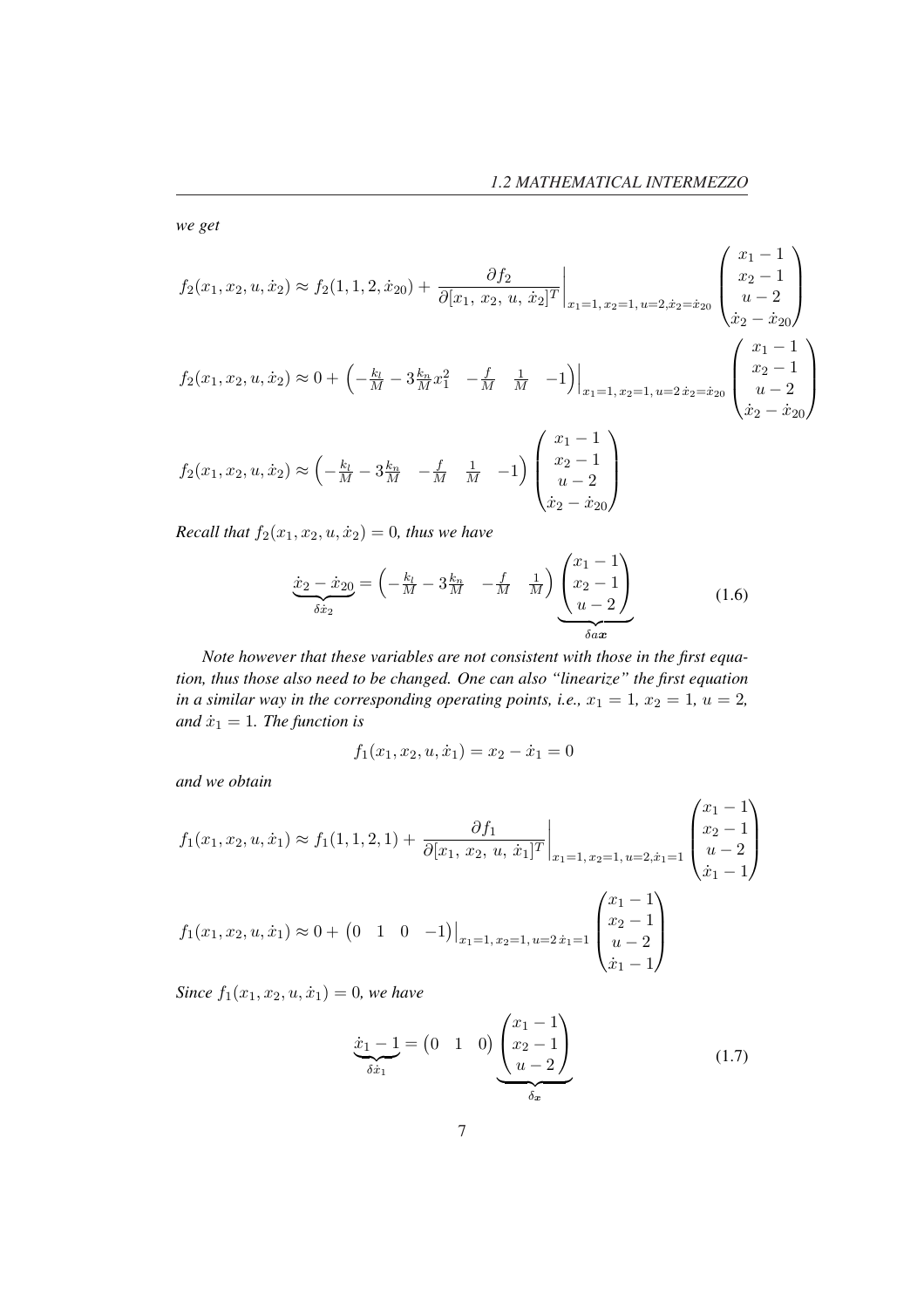*we get*

$$f_2(x_1, x_2, u, \dot{x}_2) \approx f_2(1, 1, 2, \dot{x}_{20}) + \left.\frac{\partial f_2}{\partial [x_1,\ x_2,\ u,\ \dot{x}_2]^T}\right|_{x_1=1,\, x_2=1,\, u=2, \dot{x}_2=\dot{x}_{20}} \begin{pmatrix} x_1 - 1 \\ x_2 - 1 \\ u - 2 \\ \dot{x}_2 - \dot{x}_{20} \end{pmatrix}$$

$$f_2(x_1, x_2, u, \dot{x}_2) \approx 0 + \left.\begin{pmatrix} -\frac{k_l}{M} - 3\frac{k_n}{M}x_1^2 & -\frac{f}{M} & \frac{1}{M} & -1 \end{pmatrix}\right|_{x_1=1,\, x_2=1,\, u=2\, \dot{x}_2=\dot{x}_{20}} \begin{pmatrix} x_1 - 1 \\ x_2 - 1 \\ u - 2 \\ \dot{x}_2 - \dot{x}_{20} \end{pmatrix}$$

$$f_2(x_1, x_2, u, \dot{x}_2) \approx \begin{pmatrix} -\frac{k_l}{M} - 3\frac{k_n}{M} & -\frac{f}{M} & \frac{1}{M} & -1 \end{pmatrix} \begin{pmatrix} x_1 - 1 \\ x_2 - 1 \\ u - 2 \\ \dot{x}_2 - \dot{x}_{20} \end{pmatrix}$$

*Recall that $f_2(x_1, x_2, u, \dot{x}_2) = 0$, thus we have*

$$\underbrace{\dot{x}_2 - \dot{x}_{20}}_{\delta \dot{x}_2} = \begin{pmatrix} -\frac{k_l}{M} - 3\frac{k_n}{M} & -\frac{f}{M} & \frac{1}{M} \end{pmatrix} \underbrace{\begin{pmatrix} x_1 - 1 \\ x_2 - 1 \\ u - 2 \end{pmatrix}}_{\delta a \boldsymbol{x}} \tag{1.6}$$

*Note however that these variables are not consistent with those in the first equation, thus those also need to be changed. One can also "linearize" the first equation in a similar way in the corresponding operating points, i.e., $x_1 = 1$, $x_2 = 1$, $u = 2$, and $\dot{x}_1 = 1$. The function is*

$$f_1(x_1, x_2, u, \dot{x}_1) = x_2 - \dot{x}_1 = 0$$

*and we obtain*

$$f_1(x_1, x_2, u, \dot{x}_1) \approx f_1(1, 1, 2, 1) + \left.\frac{\partial f_1}{\partial [x_1,\ x_2,\ u,\ \dot{x}_1]^T}\right|_{x_1=1,\, x_2=1,\, u=2, \dot{x}_1=1} \begin{pmatrix} x_1 - 1 \\ x_2 - 1 \\ u - 2 \\ \dot{x}_1 - 1 \end{pmatrix}$$

$$f_1(x_1, x_2, u, \dot{x}_1) \approx 0 + \left.\begin{pmatrix} 0 & 1 & 0 & -1 \end{pmatrix}\right|_{x_1=1,\, x_2=1,\, u=2\, \dot{x}_1=1} \begin{pmatrix} x_1 - 1 \\ x_2 - 1 \\ u - 2 \\ \dot{x}_1 - 1 \end{pmatrix}$$

*Since $f_1(x_1, x_2, u, \dot{x}_1) = 0$, we have*

$$\underbrace{\dot{x}_1 - 1}_{\delta \dot{x}_1} = \begin{pmatrix} 0 & 1 & 0 \end{pmatrix} \underbrace{\begin{pmatrix} x_1 - 1 \\ x_2 - 1 \\ u - 2 \end{pmatrix}}_{\delta_{\boldsymbol{x}}} \tag{1.7}$$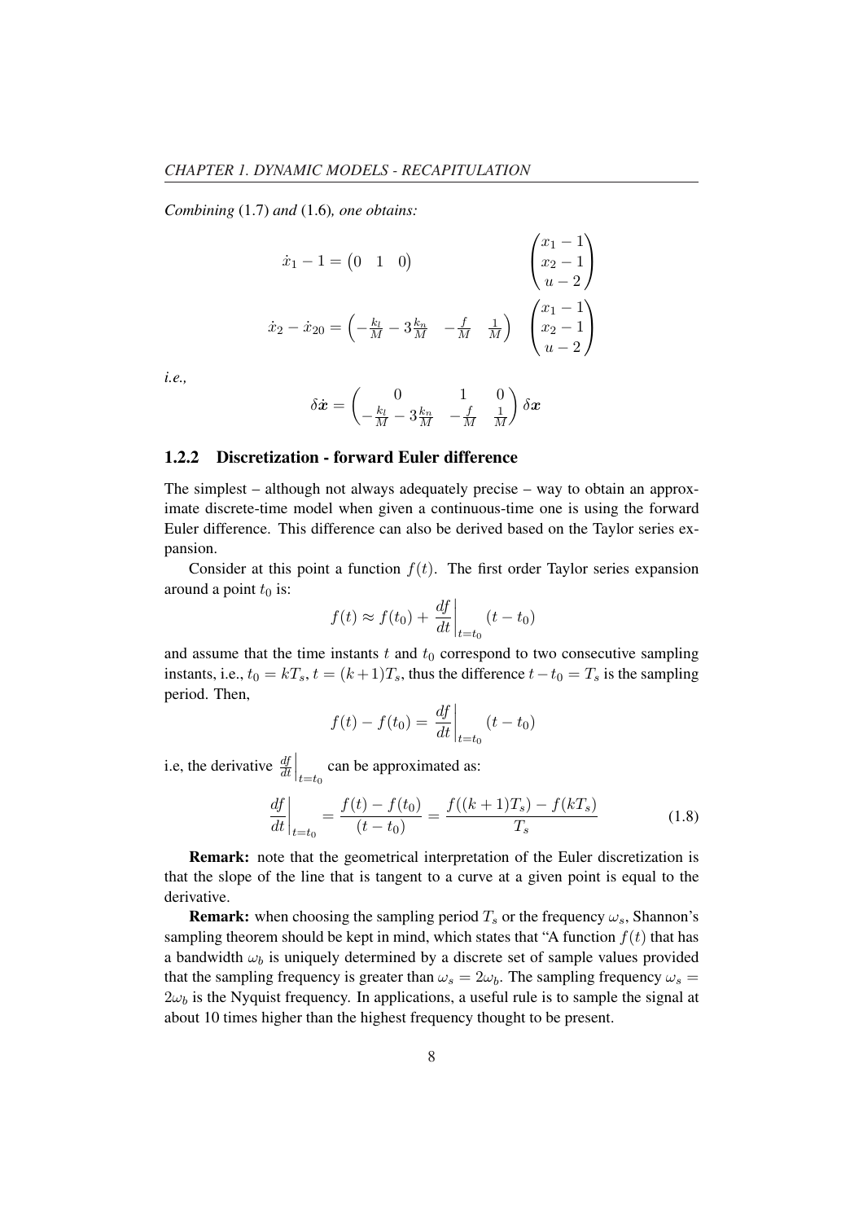*Combining* (1.7) *and* (1.6)*, one obtains:*

$$\dot{x}_1 - 1 = \begin{pmatrix} 0 & 1 & 0 \end{pmatrix} \qquad \qquad \begin{pmatrix} x_1 - 1 \\ x_2 - 1 \\ u - 2 \end{pmatrix}$$

$$\dot{x}_2 - \dot{x}_{20} = \begin{pmatrix} -\frac{k_l}{M} - 3\frac{k_n}{M} & -\frac{f}{M} & \frac{1}{M} \end{pmatrix} \begin{pmatrix} x_1 - 1 \\ x_2 - 1 \\ u - 2 \end{pmatrix}$$

*i.e.,*

$$\delta\dot{\boldsymbol{x}} = \begin{pmatrix} 0 & 1 & 0 \\ -\frac{k_l}{M} - 3\frac{k_n}{M} & -\frac{f}{M} & \frac{1}{M} \end{pmatrix} \delta\boldsymbol{x}$$

### 1.2.2 Discretization - forward Euler difference

The simplest – although not always adequately precise – way to obtain an approximate discrete-time model when given a continuous-time one is using the forward Euler difference. This difference can also be derived based on the Taylor series expansion.

Consider at this point a function $f(t)$. The first order Taylor series expansion around a point $t_0$ is:

$$f(t) \approx f(t_0) + \left.\frac{df}{dt}\right|_{t=t_0} (t - t_0)$$

and assume that the time instants $t$ and $t_0$ correspond to two consecutive sampling instants, i.e., $t_0 = kT_s$, $t = (k+1)T_s$, thus the difference $t - t_0 = T_s$ is the sampling period. Then,

$$f(t) - f(t_0) = \left.\frac{df}{dt}\right|_{t=t_0} (t - t_0)$$

i.e, the derivative $\left.\frac{df}{dt}\right|_{t=t_0}$ can be approximated as:

$$\left.\frac{df}{dt}\right|_{t=t_0} = \frac{f(t) - f(t_0)}{(t - t_0)} = \frac{f((k+1)T_s) - f(kT_s)}{T_s} \tag{1.8}$$

**Remark:** note that the geometrical interpretation of the Euler discretization is that the slope of the line that is tangent to a curve at a given point is equal to the derivative.

**Remark:** when choosing the sampling period $T_s$ or the frequency $\omega_s$, Shannon's sampling theorem should be kept in mind, which states that "A function $f(t)$ that has a bandwidth $\omega_b$ is uniquely determined by a discrete set of sample values provided that the sampling frequency is greater than $\omega_s = 2\omega_b$. The sampling frequency $\omega_s = 2\omega_b$ is the Nyquist frequency. In applications, a useful rule is to sample the signal at about 10 times higher than the highest frequency thought to be present.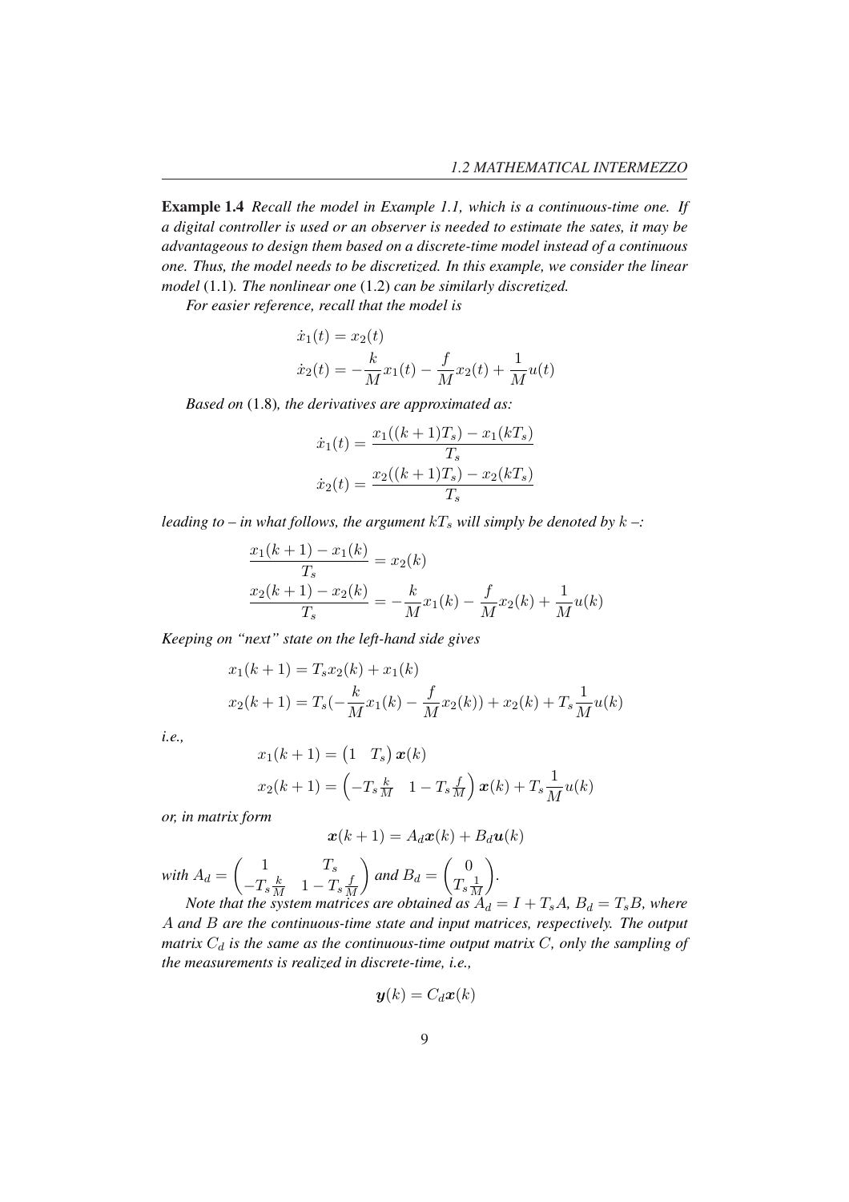**Example 1.4** *Recall the model in Example 1.1, which is a continuous-time one. If a digital controller is used or an observer is needed to estimate the sates, it may be advantageous to design them based on a discrete-time model instead of a continuous one. Thus, the model needs to be discretized. In this example, we consider the linear model* (1.1)*. The nonlinear one* (1.2) *can be similarly discretized.*

*For easier reference, recall that the model is*

$$
\begin{aligned}
\dot{x}_1(t) &= x_2(t) \\
\dot{x}_2(t) &= -\frac{k}{M}x_1(t) - \frac{f}{M}x_2(t) + \frac{1}{M}u(t)
\end{aligned}
$$

*Based on* (1.8)*, the derivatives are approximated as:*

$$
\begin{aligned}
\dot{x}_1(t) &= \frac{x_1((k+1)T_s) - x_1(kT_s)}{T_s} \\
\dot{x}_2(t) &= \frac{x_2((k+1)T_s) - x_2(kT_s)}{T_s}
\end{aligned}
$$

*leading to – in what follows, the argument $kT_s$ will simply be denoted by $k$ –:*

$$
\begin{aligned}
\frac{x_1(k+1) - x_1(k)}{T_s} &= x_2(k) \\
\frac{x_2(k+1) - x_2(k)}{T_s} &= -\frac{k}{M}x_1(k) - \frac{f}{M}x_2(k) + \frac{1}{M}u(k)
\end{aligned}
$$

*Keeping on "next" state on the left-hand side gives*

$$
\begin{aligned}
x_1(k+1) &= T_s x_2(k) + x_1(k) \\
x_2(k+1) &= T_s\left(-\frac{k}{M}x_1(k) - \frac{f}{M}x_2(k)\right) + x_2(k) + T_s\frac{1}{M}u(k)
\end{aligned}
$$

*i.e.,*

$$
\begin{aligned}
x_1(k+1) &= \begin{pmatrix} 1 & T_s \end{pmatrix} \boldsymbol{x}(k) \\
x_2(k+1) &= \begin{pmatrix} -T_s\frac{k}{M} & 1 - T_s\frac{f}{M} \end{pmatrix} \boldsymbol{x}(k) + T_s\frac{1}{M}u(k)
\end{aligned}
$$

*or, in matrix form*

$$
\boldsymbol{x}(k+1) = A_d\boldsymbol{x}(k) + B_d\boldsymbol{u}(k)
$$

*with* $A_d = \begin{pmatrix} 1 & T_s \\ -T_s\frac{k}{M} & 1 - T_s\frac{f}{M} \end{pmatrix}$ *and* $B_d = \begin{pmatrix} 0 \\ T_s\frac{1}{M} \end{pmatrix}$.

*Note that the system matrices are obtained as $A_d = I + T_s A$, $B_d = T_s B$, where $A$ and $B$ are the continuous-time state and input matrices, respectively. The output matrix $C_d$ is the same as the continuous-time output matrix $C$, only the sampling of the measurements is realized in discrete-time, i.e.,*

$$
\boldsymbol{y}(k) = C_d\boldsymbol{x}(k)
$$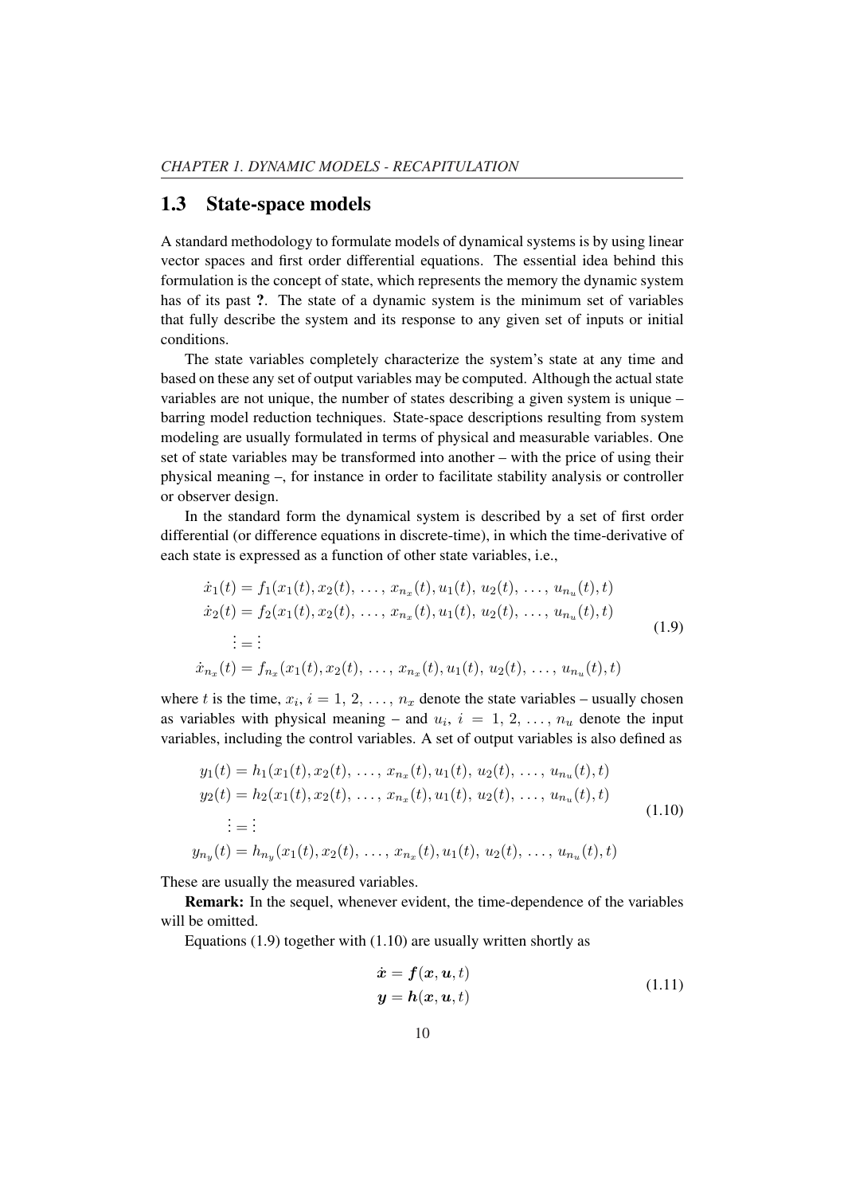## 1.3 State-space models

A standard methodology to formulate models of dynamical systems is by using linear vector spaces and first order differential equations. The essential idea behind this formulation is the concept of state, which represents the memory the dynamic system has of its past **?**. The state of a dynamic system is the minimum set of variables that fully describe the system and its response to any given set of inputs or initial conditions.

The state variables completely characterize the system's state at any time and based on these any set of output variables may be computed. Although the actual state variables are not unique, the number of states describing a given system is unique – barring model reduction techniques. State-space descriptions resulting from system modeling are usually formulated in terms of physical and measurable variables. One set of state variables may be transformed into another – with the price of using their physical meaning –, for instance in order to facilitate stability analysis or controller or observer design.

In the standard form the dynamical system is described by a set of first order differential (or difference equations in discrete-time), in which the time-derivative of each state is expressed as a function of other state variables, i.e.,

$$
\begin{aligned}
\dot{x}_1(t) &= f_1(x_1(t), x_2(t), \ldots, x_{n_x}(t), u_1(t), u_2(t), \ldots, u_{n_u}(t), t) \\
\dot{x}_2(t) &= f_2(x_1(t), x_2(t), \ldots, x_{n_x}(t), u_1(t), u_2(t), \ldots, u_{n_u}(t), t) \\
\vdots &= \vdots \\
\dot{x}_{n_x}(t) &= f_{n_x}(x_1(t), x_2(t), \ldots, x_{n_x}(t), u_1(t), u_2(t), \ldots, u_{n_u}(t), t)
\end{aligned}
\tag{1.9}
$$

where $t$ is the time, $x_i$, $i = 1, 2, \ldots, n_x$ denote the state variables – usually chosen as variables with physical meaning – and $u_i$, $i = 1, 2, \ldots, n_u$ denote the input variables, including the control variables. A set of output variables is also defined as

$$
\begin{aligned}
y_1(t) &= h_1(x_1(t), x_2(t), \ldots, x_{n_x}(t), u_1(t), u_2(t), \ldots, u_{n_u}(t), t) \\
y_2(t) &= h_2(x_1(t), x_2(t), \ldots, x_{n_x}(t), u_1(t), u_2(t), \ldots, u_{n_u}(t), t) \\
\vdots &= \vdots \\
y_{n_y}(t) &= h_{n_y}(x_1(t), x_2(t), \ldots, x_{n_x}(t), u_1(t), u_2(t), \ldots, u_{n_u}(t), t)
\end{aligned}
\tag{1.10}
$$

These are usually the measured variables.

**Remark:** In the sequel, whenever evident, the time-dependence of the variables will be omitted.

Equations (1.9) together with (1.10) are usually written shortly as

$$
\begin{aligned}
\dot{\boldsymbol{x}} &= \boldsymbol{f}(\boldsymbol{x}, \boldsymbol{u}, t) \\
\boldsymbol{y} &= \boldsymbol{h}(\boldsymbol{x}, \boldsymbol{u}, t)
\end{aligned}
\tag{1.11}
$$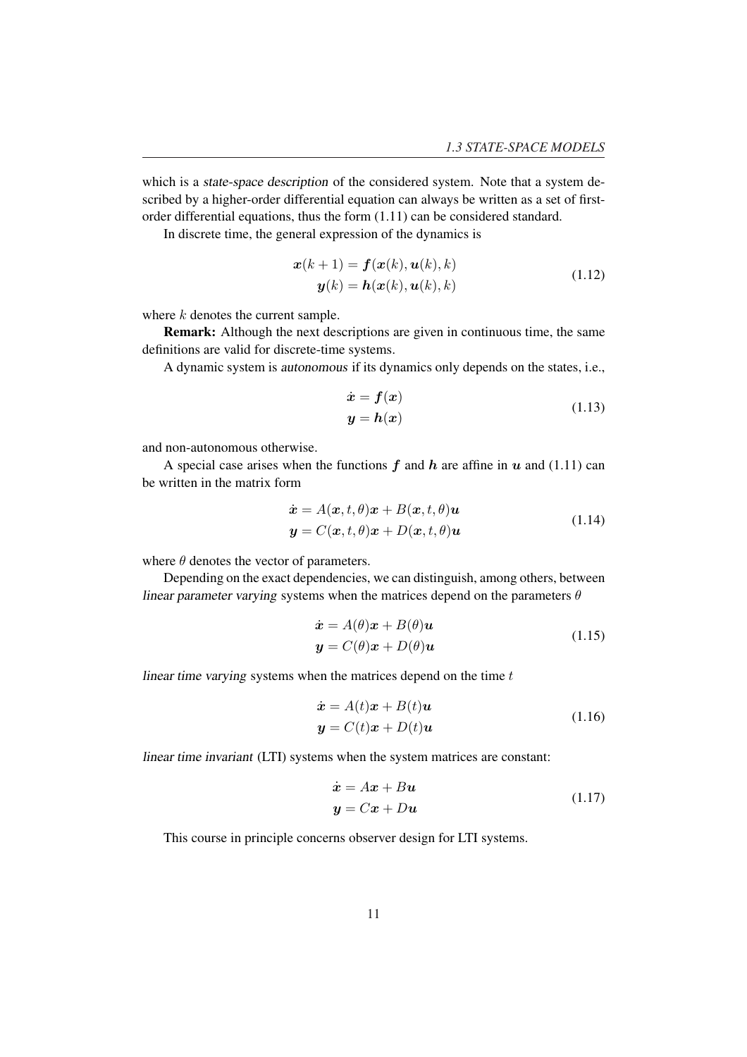which is a *state-space description* of the considered system. Note that a system described by a higher-order differential equation can always be written as a set of first-order differential equations, thus the form (1.11) can be considered standard.

In discrete time, the general expression of the dynamics is

$$
\begin{aligned}
\boldsymbol{x}(k+1) &= \boldsymbol{f}(\boldsymbol{x}(k), \boldsymbol{u}(k), k) \\
\boldsymbol{y}(k) &= \boldsymbol{h}(\boldsymbol{x}(k), \boldsymbol{u}(k), k)
\end{aligned}
\tag{1.12}
$$

where $k$ denotes the current sample.

**Remark:** Although the next descriptions are given in continuous time, the same definitions are valid for discrete-time systems.

A dynamic system is *autonomous* if its dynamics only depends on the states, i.e.,

$$
\begin{aligned}
\dot{\boldsymbol{x}} &= \boldsymbol{f}(\boldsymbol{x}) \\
\boldsymbol{y} &= \boldsymbol{h}(\boldsymbol{x})
\end{aligned}
\tag{1.13}
$$

and non-autonomous otherwise.

A special case arises when the functions $\boldsymbol{f}$ and $\boldsymbol{h}$ are affine in $\boldsymbol{u}$ and (1.11) can be written in the matrix form

$$
\begin{aligned}
\dot{\boldsymbol{x}} &= A(\boldsymbol{x}, t, \theta)\boldsymbol{x} + B(\boldsymbol{x}, t, \theta)\boldsymbol{u} \\
\boldsymbol{y} &= C(\boldsymbol{x}, t, \theta)\boldsymbol{x} + D(\boldsymbol{x}, t, \theta)\boldsymbol{u}
\end{aligned}
\tag{1.14}
$$

where $\theta$ denotes the vector of parameters.

Depending on the exact dependencies, we can distinguish, among others, between *linear parameter varying* systems when the matrices depend on the parameters $\theta$

$$
\begin{aligned}
\dot{\boldsymbol{x}} &= A(\theta)\boldsymbol{x} + B(\theta)\boldsymbol{u} \\
\boldsymbol{y} &= C(\theta)\boldsymbol{x} + D(\theta)\boldsymbol{u}
\end{aligned}
\tag{1.15}
$$

*linear time varying* systems when the matrices depend on the time $t$

$$
\begin{aligned}
\dot{\boldsymbol{x}} &= A(t)\boldsymbol{x} + B(t)\boldsymbol{u} \\
\boldsymbol{y} &= C(t)\boldsymbol{x} + D(t)\boldsymbol{u}
\end{aligned}
\tag{1.16}
$$

*linear time invariant* (LTI) systems when the system matrices are constant:

$$
\begin{aligned}
\dot{\boldsymbol{x}} &= A\boldsymbol{x} + B\boldsymbol{u} \\
\boldsymbol{y} &= C\boldsymbol{x} + D\boldsymbol{u}
\end{aligned}
\tag{1.17}
$$

This course in principle concerns observer design for LTI systems.